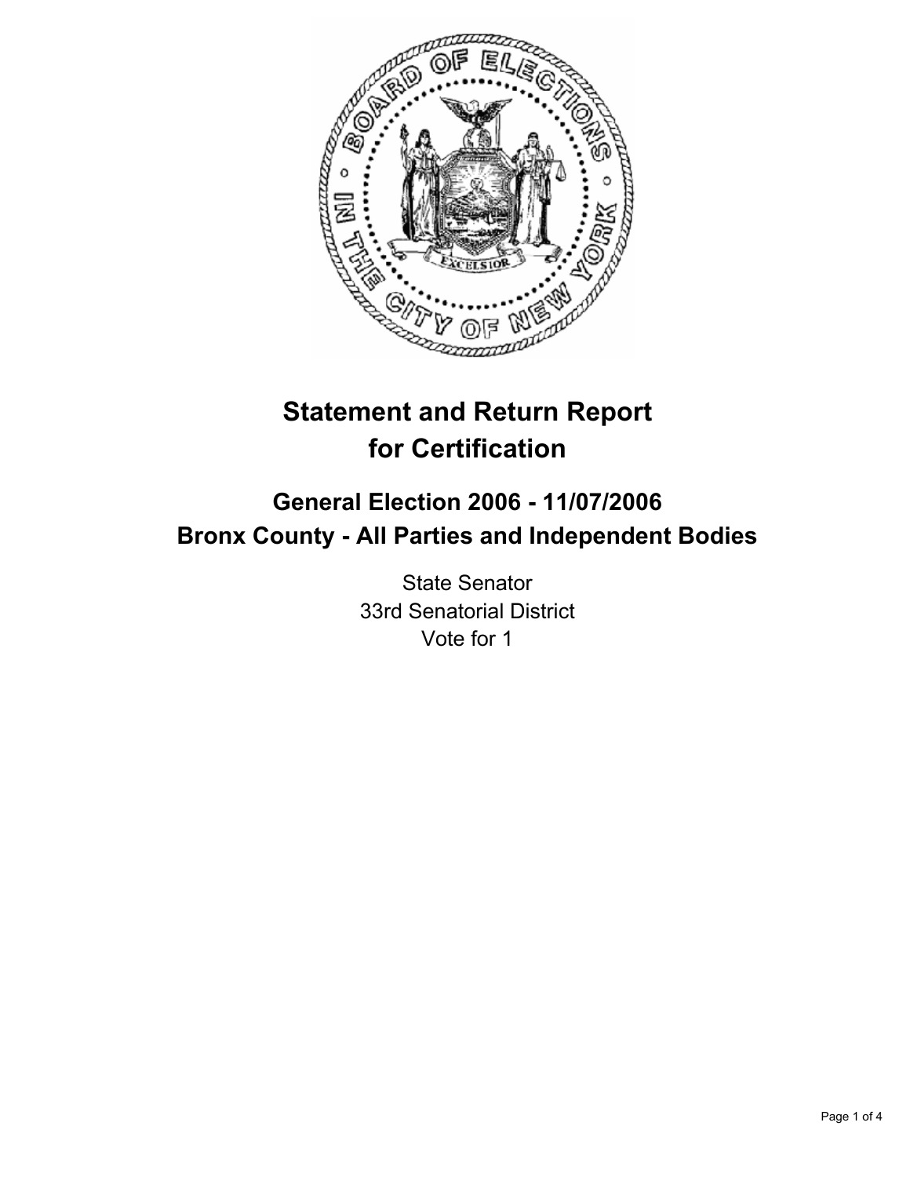# Statement and Return Report for Certification

## General Election 2006 - 11/07/2006
## Bronx County - All Parties and Independent Bodies

State Senator
33rd Senatorial District
Vote for 1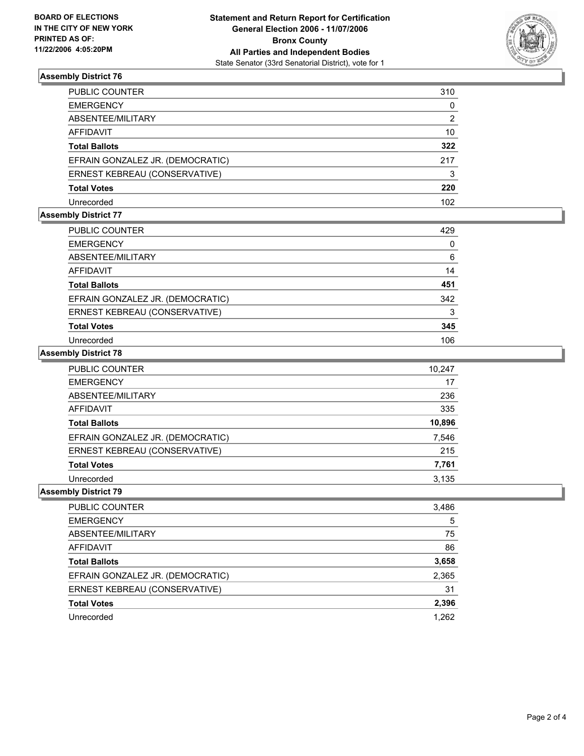**BOARD OF ELECTIONS IN THE CITY OF NEW YORK PRINTED AS OF: 11/22/2006 4:05:20PM**

**Statement and Return Report for Certification**
**General Election 2006 - 11/07/2006**
**Bronx County**
**All Parties and Independent Bodies**
State Senator (33rd Senatorial District), vote for 1

### Assembly District 76

| | |
|---|---|
| PUBLIC COUNTER | 310 |
| EMERGENCY | 0 |
| ABSENTEE/MILITARY | 2 |
| AFFIDAVIT | 10 |
| **Total Ballots** | **322** |
| EFRAIN GONZALEZ JR. (DEMOCRATIC) | 217 |
| ERNEST KEBREAU (CONSERVATIVE) | 3 |
| **Total Votes** | **220** |
| Unrecorded | 102 |

### Assembly District 77

| | |
|---|---|
| PUBLIC COUNTER | 429 |
| EMERGENCY | 0 |
| ABSENTEE/MILITARY | 6 |
| AFFIDAVIT | 14 |
| **Total Ballots** | **451** |
| EFRAIN GONZALEZ JR. (DEMOCRATIC) | 342 |
| ERNEST KEBREAU (CONSERVATIVE) | 3 |
| **Total Votes** | **345** |
| Unrecorded | 106 |

### Assembly District 78

| | |
|---|---|
| PUBLIC COUNTER | 10,247 |
| EMERGENCY | 17 |
| ABSENTEE/MILITARY | 236 |
| AFFIDAVIT | 335 |
| **Total Ballots** | **10,896** |
| EFRAIN GONZALEZ JR. (DEMOCRATIC) | 7,546 |
| ERNEST KEBREAU (CONSERVATIVE) | 215 |
| **Total Votes** | **7,761** |
| Unrecorded | 3,135 |

### Assembly District 79

| | |
|---|---|
| PUBLIC COUNTER | 3,486 |
| EMERGENCY | 5 |
| ABSENTEE/MILITARY | 75 |
| AFFIDAVIT | 86 |
| **Total Ballots** | **3,658** |
| EFRAIN GONZALEZ JR. (DEMOCRATIC) | 2,365 |
| ERNEST KEBREAU (CONSERVATIVE) | 31 |
| **Total Votes** | **2,396** |
| Unrecorded | 1,262 |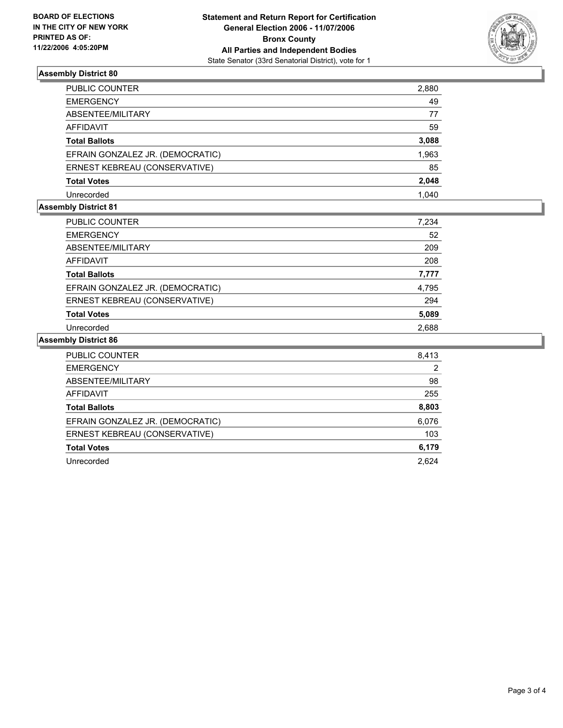**BOARD OF ELECTIONS IN THE CITY OF NEW YORK PRINTED AS OF: 11/22/2006 4:05:20PM**

**Statement and Return Report for Certification**
**General Election 2006 - 11/07/2006**
**Bronx County**
**All Parties and Independent Bodies**
State Senator (33rd Senatorial District), vote for 1

### Assembly District 80

| | |
|---|---|
| PUBLIC COUNTER | 2,880 |
| EMERGENCY | 49 |
| ABSENTEE/MILITARY | 77 |
| AFFIDAVIT | 59 |
| **Total Ballots** | **3,088** |
| EFRAIN GONZALEZ JR. (DEMOCRATIC) | 1,963 |
| ERNEST KEBREAU (CONSERVATIVE) | 85 |
| **Total Votes** | **2,048** |
| Unrecorded | 1,040 |

### Assembly District 81

| | |
|---|---|
| PUBLIC COUNTER | 7,234 |
| EMERGENCY | 52 |
| ABSENTEE/MILITARY | 209 |
| AFFIDAVIT | 208 |
| **Total Ballots** | **7,777** |
| EFRAIN GONZALEZ JR. (DEMOCRATIC) | 4,795 |
| ERNEST KEBREAU (CONSERVATIVE) | 294 |
| **Total Votes** | **5,089** |
| Unrecorded | 2,688 |

### Assembly District 86

| | |
|---|---|
| PUBLIC COUNTER | 8,413 |
| EMERGENCY | 2 |
| ABSENTEE/MILITARY | 98 |
| AFFIDAVIT | 255 |
| **Total Ballots** | **8,803** |
| EFRAIN GONZALEZ JR. (DEMOCRATIC) | 6,076 |
| ERNEST KEBREAU (CONSERVATIVE) | 103 |
| **Total Votes** | **6,179** |
| Unrecorded | 2,624 |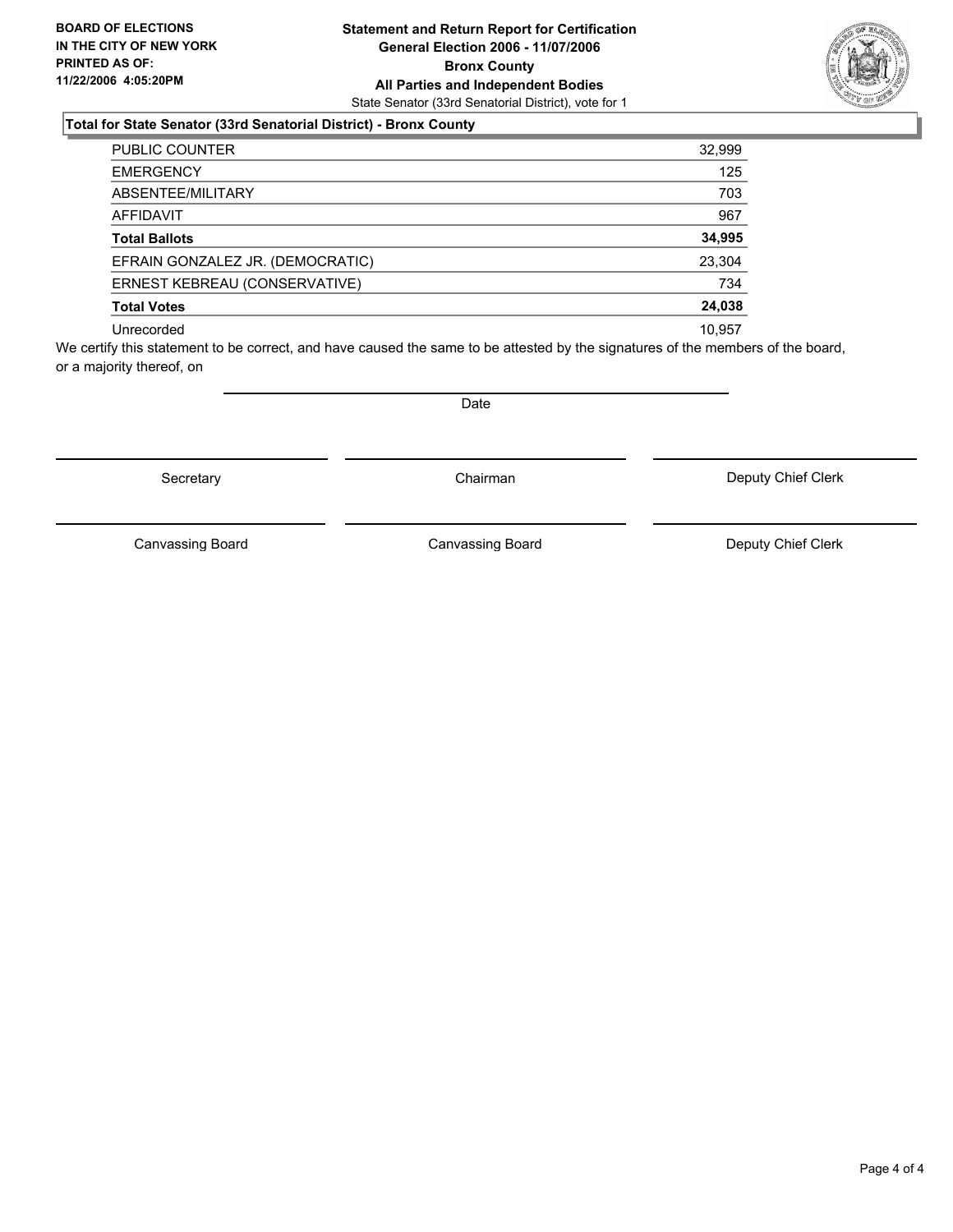**BOARD OF ELECTIONS IN THE CITY OF NEW YORK PRINTED AS OF: 11/22/2006 4:05:20PM**

**Statement and Return Report for Certification**
**General Election 2006 - 11/07/2006**
**Bronx County**
**All Parties and Independent Bodies**
State Senator (33rd Senatorial District), vote for 1

### Total for State Senator (33rd Senatorial District) - Bronx County

| | |
|---|---|
| PUBLIC COUNTER | 32,999 |
| EMERGENCY | 125 |
| ABSENTEE/MILITARY | 703 |
| AFFIDAVIT | 967 |
| **Total Ballots** | **34,995** |
| EFRAIN GONZALEZ JR. (DEMOCRATIC) | 23,304 |
| ERNEST KEBREAU (CONSERVATIVE) | 734 |
| **Total Votes** | **24,038** |
| Unrecorded | 10,957 |

We certify this statement to be correct, and have caused the same to be attested by the signatures of the members of the board, or a majority thereof, on

Date

Secretary | Chairman | Deputy Chief Clerk

Canvassing Board | Canvassing Board | Deputy Chief Clerk